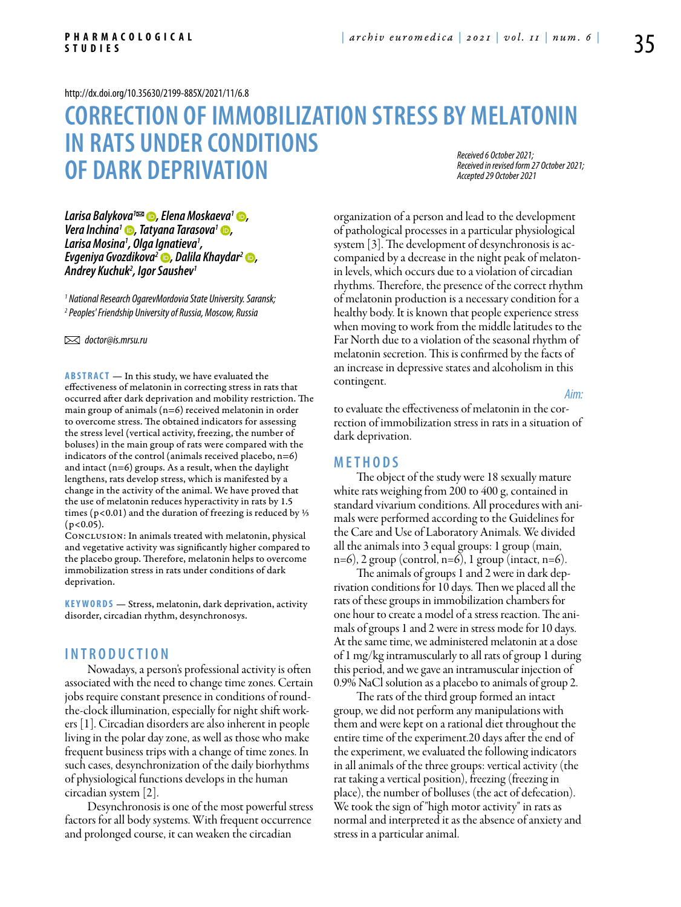http://dx.doi.org/10.35630/2199-885X/2021/11/6.8

# CORRECTION OF IMMOBILIZATION STRESS BY MELATONIN IN RATS UNDER CONDITIONS OF DARK DEPRIVATION

*Received 6 October 2021; Received in revised form 27 October 2021; Accepted 29 October 2021*

***Larisa Balykova*[1]✉, *Elena Moskaeva*[1], *Vera Inchina*[1], *Tatyana Tarasova*[1], *Larisa Mosina*[1], *Olga Ignatieva*[1], *Evgeniya Gvozdikova*[2], *Dalila Khaydar*[2], *Andrey Kuchuk*[2], *Igor Saushev*[1]**

[1] *National Research OgarevMordovia State University. Saransk;*
[2] *Peoples' Friendship University of Russia, Moscow, Russia*

✉ *doctor@is.mrsu.ru*

**ABSTRACT** — In this study, we have evaluated the effectiveness of melatonin in correcting stress in rats that occurred after dark deprivation and mobility restriction. The main group of animals (n=6) received melatonin in order to overcome stress. The obtained indicators for assessing the stress level (vertical activity, freezing, the number of boluses) in the main group of rats were compared with the indicators of the control (animals received placebo, n=6) and intact (n=6) groups. As a result, when the daylight lengthens, rats develop stress, which is manifested by a change in the activity of the animal. We have proved that the use of melatonin reduces hyperactivity in rats by 1.5 times ($p<0.01$) and the duration of freezing is reduced by ⅓ ($p<0.05$).

Conclusion: In animals treated with melatonin, physical and vegetative activity was significantly higher compared to the placebo group. Therefore, melatonin helps to overcome immobilization stress in rats under conditions of dark deprivation.

**KEYWORDS** — Stress, melatonin, dark deprivation, activity disorder, circadian rhythm, desynchronosys.

## INTRODUCTION

Nowadays, a person's professional activity is often associated with the need to change time zones. Certain jobs require constant presence in conditions of round-the-clock illumination, especially for night shift workers [1]. Circadian disorders are also inherent in people living in the polar day zone, as well as those who make frequent business trips with a change of time zones. In such cases, desynchronization of the daily biorhythms of physiological functions develops in the human circadian system [2].

Desynchronosis is one of the most powerful stress factors for all body systems. With frequent occurrence and prolonged course, it can weaken the circadian organization of a person and lead to the development of pathological processes in a particular physiological system [3]. The development of desynchronosis is accompanied by a decrease in the night peak of melatonin levels, which occurs due to a violation of circadian rhythms. Therefore, the presence of the correct rhythm of melatonin production is a necessary condition for a healthy body. It is known that people experience stress when moving to work from the middle latitudes to the Far North due to a violation of the seasonal rhythm of melatonin secretion. This is confirmed by the facts of an increase in depressive states and alcoholism in this contingent.

*Aim:* to evaluate the effectiveness of melatonin in the correction of immobilization stress in rats in a situation of dark deprivation.

## METHODS

The object of the study were 18 sexually mature white rats weighing from 200 to 400 g, contained in standard vivarium conditions. All procedures with animals were performed according to the Guidelines for the Care and Use of Laboratory Animals. We divided all the animals into 3 equal groups: 1 group (main, n=6), 2 group (control, n=6), 1 group (intact, n=6).

The animals of groups 1 and 2 were in dark deprivation conditions for 10 days. Then we placed all the rats of these groups in immobilization chambers for one hour to create a model of a stress reaction. The animals of groups 1 and 2 were in stress mode for 10 days. At the same time, we administered melatonin at a dose of 1 mg/kg intramuscularly to all rats of group 1 during this period, and we gave an intramuscular injection of 0.9% NaCl solution as a placebo to animals of group 2.

The rats of the third group formed an intact group, we did not perform any manipulations with them and were kept on a rational diet throughout the entire time of the experiment.20 days after the end of the experiment, we evaluated the following indicators in all animals of the three groups: vertical activity (the rat taking a vertical position), freezing (freezing in place), the number of bolluses (the act of defecation). We took the sign of "high motor activity" in rats as normal and interpreted it as the absence of anxiety and stress in a particular animal.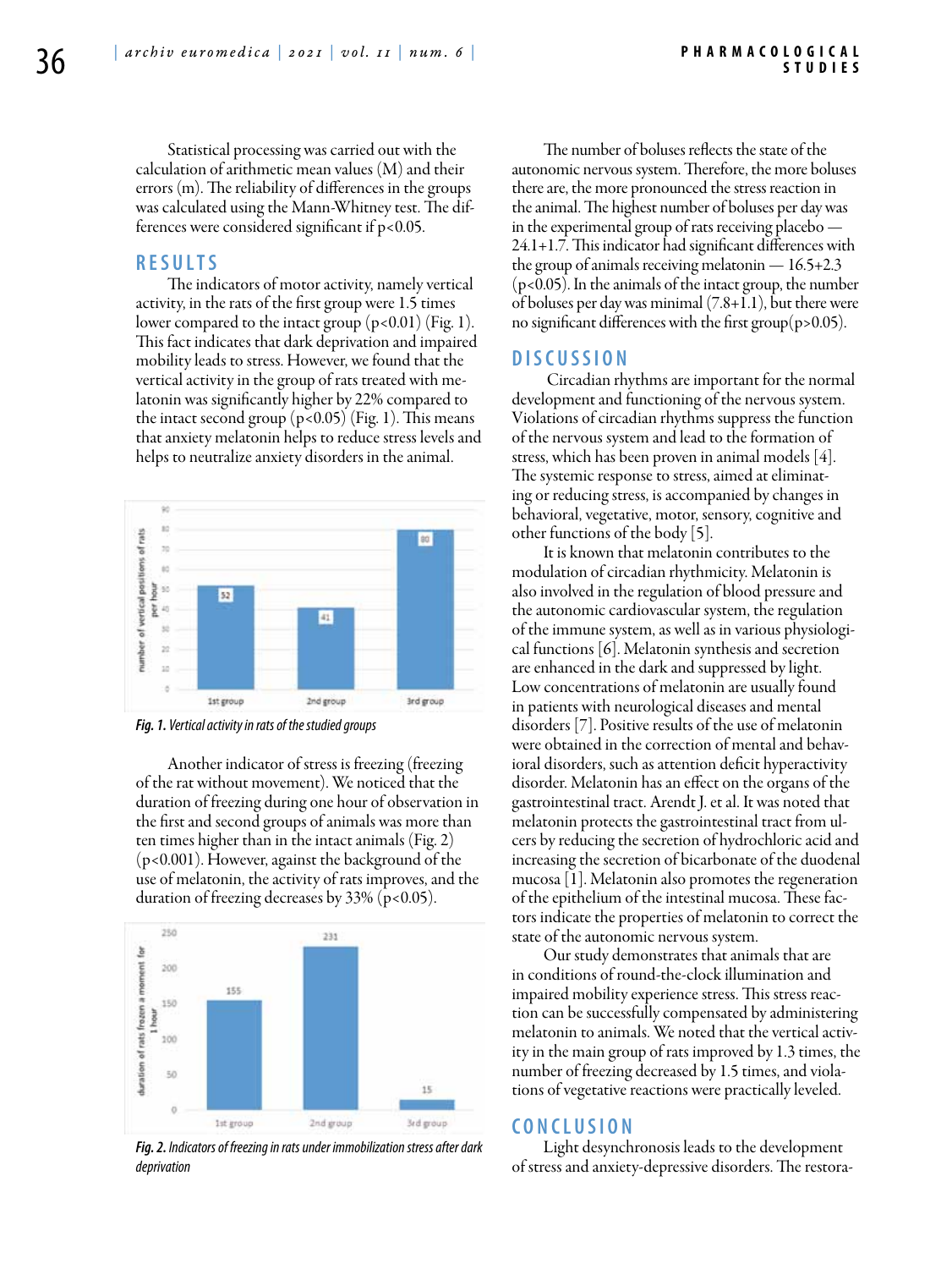Statistical processing was carried out with the calculation of arithmetic mean values (M) and their errors (m). The reliability of differences in the groups was calculated using the Mann-Whitney test. The differences were considered significant if p<0.05.

## RESULTS

The indicators of motor activity, namely vertical activity, in the rats of the first group were 1.5 times lower compared to the intact group (p<0.01) (Fig. 1). This fact indicates that dark deprivation and impaired mobility leads to stress. However, we found that the vertical activity in the group of rats treated with melatonin was significantly higher by 22% compared to the intact second group (p<0.05) (Fig. 1). This means that anxiety melatonin helps to reduce stress levels and helps to neutralize anxiety disorders in the animal.

number of vertical positions of rats per hour

90
80
70
60
50
40
30
20
10
0

52
41
80

1st group
2nd group
3rd group

*Fig. 1. Vertical activity in rats of the studied groups*

Another indicator of stress is freezing (freezing of the rat without movement). We noticed that the duration of freezing during one hour of observation in the first and second groups of animals was more than ten times higher than in the intact animals (Fig. 2) (p<0.001). However, against the background of the use of melatonin, the activity of rats improves, and the duration of freezing decreases by 33% (p<0.05).

duration of rats frozen a moment for 1 hour

250
200
150
100
50
0

155
231
15

1st group
2nd group
3rd group

*Fig. 2. Indicators of freezing in rats under immobilization stress after dark deprivation*

The number of boluses reflects the state of the autonomic nervous system. Therefore, the more boluses there are, the more pronounced the stress reaction in the animal. The highest number of boluses per day was in the experimental group of rats receiving placebo — 24.1+1.7. This indicator had significant differences with the group of animals receiving melatonin — 16.5+2.3 (p<0.05). In the animals of the intact group, the number of boluses per day was minimal (7.8+1.1), but there were no significant differences with the first group(p>0.05).

## DISCUSSION

Circadian rhythms are important for the normal development and functioning of the nervous system. Violations of circadian rhythms suppress the function of the nervous system and lead to the formation of stress, which has been proven in animal models [4]. The systemic response to stress, aimed at eliminating or reducing stress, is accompanied by changes in behavioral, vegetative, motor, sensory, cognitive and other functions of the body [5].

It is known that melatonin contributes to the modulation of circadian rhythmicity. Melatonin is also involved in the regulation of blood pressure and the autonomic cardiovascular system, the regulation of the immune system, as well as in various physiological functions [6]. Melatonin synthesis and secretion are enhanced in the dark and suppressed by light. Low concentrations of melatonin are usually found in patients with neurological diseases and mental disorders [7]. Positive results of the use of melatonin were obtained in the correction of mental and behavioral disorders, such as attention deficit hyperactivity disorder. Melatonin has an effect on the organs of the gastrointestinal tract. Arendt J. et al. It was noted that melatonin protects the gastrointestinal tract from ulcers by reducing the secretion of hydrochloric acid and increasing the secretion of bicarbonate of the duodenal mucosa [1]. Melatonin also promotes the regeneration of the epithelium of the intestinal mucosa. These factors indicate the properties of melatonin to correct the state of the autonomic nervous system.

Our study demonstrates that animals that are in conditions of round-the-clock illumination and impaired mobility experience stress. This stress reaction can be successfully compensated by administering melatonin to animals. We noted that the vertical activity in the main group of rats improved by 1.3 times, the number of freezing decreased by 1.5 times, and violations of vegetative reactions were practically leveled.

## CONCLUSION

Light desynchronosis leads to the development of stress and anxiety-depressive disorders. The restora-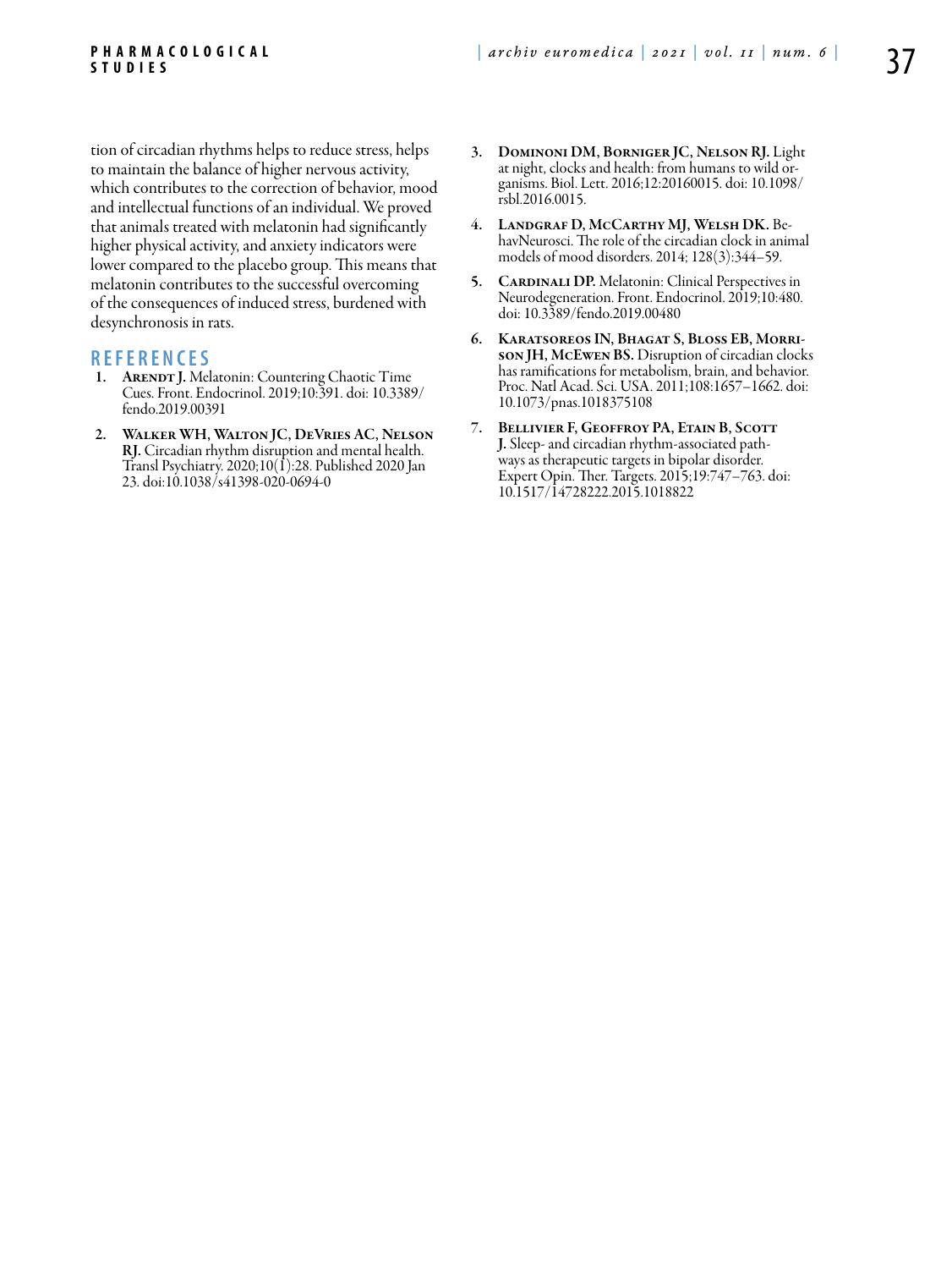tion of circadian rhythms helps to reduce stress, helps to maintain the balance of higher nervous activity, which contributes to the correction of behavior, mood and intellectual functions of an individual. We proved that animals treated with melatonin had significantly higher physical activity, and anxiety indicators were lower compared to the placebo group. This means that melatonin contributes to the successful overcoming of the consequences of induced stress, burdened with desynchronosis in rats.

## REFERENCES

1. **Arendt J.** Melatonin: Countering Chaotic Time Cues. Front. Endocrinol. 2019;10:391. doi: 10.3389/fendo.2019.00391
2. **Walker WH, Walton JC, DeVries AC, Nelson RJ.** Circadian rhythm disruption and mental health. Transl Psychiatry. 2020;10(1):28. Published 2020 Jan 23. doi:10.1038/s41398-020-0694-0
3. **Dominoni DM, Borniger JC, Nelson RJ.** Light at night, clocks and health: from humans to wild organisms. Biol. Lett. 2016;12:20160015. doi: 10.1098/rsbl.2016.0015.
4. **Landgraf D, McCarthy MJ, Welsh DK.** BehavNeurosci. The role of the circadian clock in animal models of mood disorders. 2014; 128(3):344–59.
5. **Cardinali DP.** Melatonin: Clinical Perspectives in Neurodegeneration. Front. Endocrinol. 2019;10:480. doi: 10.3389/fendo.2019.00480
6. **Karatsoreos IN, Bhagat S, Bloss EB, Morrison JH, McEwen BS.** Disruption of circadian clocks has ramifications for metabolism, brain, and behavior. Proc. Natl Acad. Sci. USA. 2011;108:1657–1662. doi: 10.1073/pnas.1018375108
7. **Bellivier F, Geoffroy PA, Etain B, Scott J.** Sleep- and circadian rhythm-associated pathways as therapeutic targets in bipolar disorder. Expert Opin. Ther. Targets. 2015;19:747–763. doi: 10.1517/14728222.2015.1018822